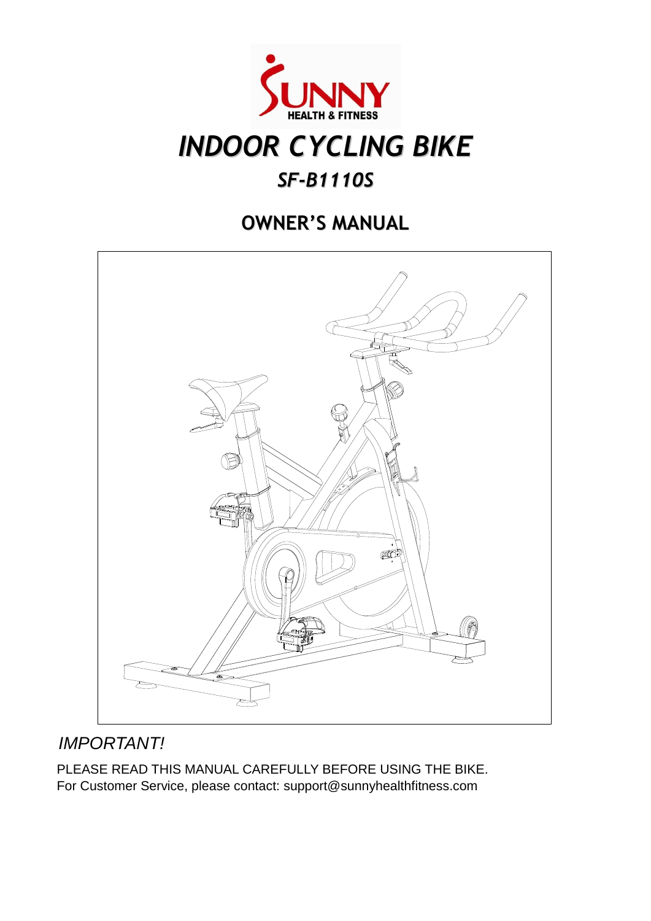# INDOOR CYCLING BIKE

## SF-B1110S

## OWNER'S MANUAL

*IMPORTANT!*

PLEASE READ THIS MANUAL CAREFULLY BEFORE USING THE BIKE.
For Customer Service, please contact: support@sunnyhealthfitness.com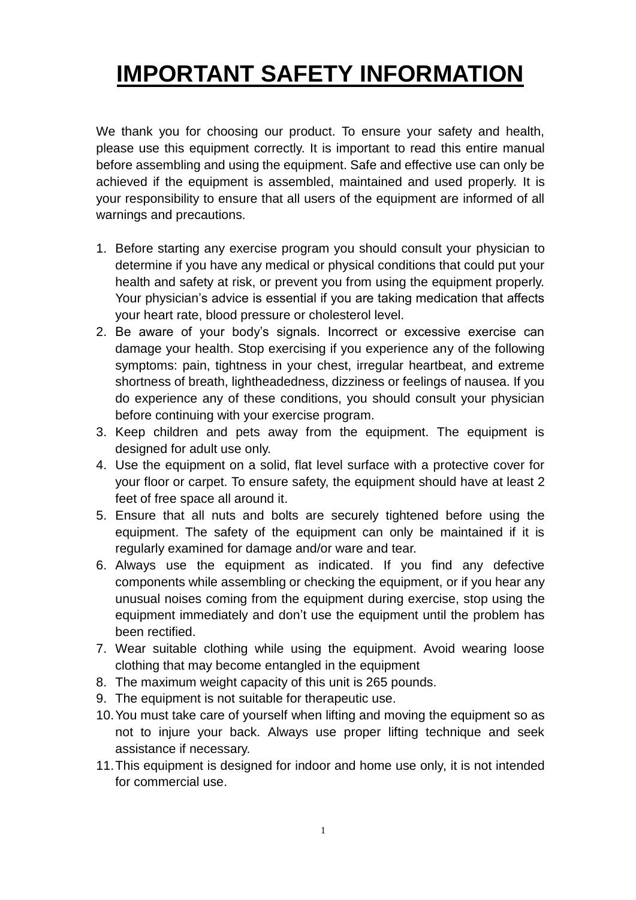# IMPORTANT SAFETY INFORMATION

We thank you for choosing our product. To ensure your safety and health, please use this equipment correctly. It is important to read this entire manual before assembling and using the equipment. Safe and effective use can only be achieved if the equipment is assembled, maintained and used properly. It is your responsibility to ensure that all users of the equipment are informed of all warnings and precautions.

1. Before starting any exercise program you should consult your physician to determine if you have any medical or physical conditions that could put your health and safety at risk, or prevent you from using the equipment properly. Your physician's advice is essential if you are taking medication that affects your heart rate, blood pressure or cholesterol level.
2. Be aware of your body's signals. Incorrect or excessive exercise can damage your health. Stop exercising if you experience any of the following symptoms: pain, tightness in your chest, irregular heartbeat, and extreme shortness of breath, lightheadedness, dizziness or feelings of nausea. If you do experience any of these conditions, you should consult your physician before continuing with your exercise program.
3. Keep children and pets away from the equipment. The equipment is designed for adult use only.
4. Use the equipment on a solid, flat level surface with a protective cover for your floor or carpet. To ensure safety, the equipment should have at least 2 feet of free space all around it.
5. Ensure that all nuts and bolts are securely tightened before using the equipment. The safety of the equipment can only be maintained if it is regularly examined for damage and/or ware and tear.
6. Always use the equipment as indicated. If you find any defective components while assembling or checking the equipment, or if you hear any unusual noises coming from the equipment during exercise, stop using the equipment immediately and don't use the equipment until the problem has been rectified.
7. Wear suitable clothing while using the equipment. Avoid wearing loose clothing that may become entangled in the equipment
8. The maximum weight capacity of this unit is 265 pounds.
9. The equipment is not suitable for therapeutic use.
10. You must take care of yourself when lifting and moving the equipment so as not to injure your back. Always use proper lifting technique and seek assistance if necessary.
11. This equipment is designed for indoor and home use only, it is not intended for commercial use.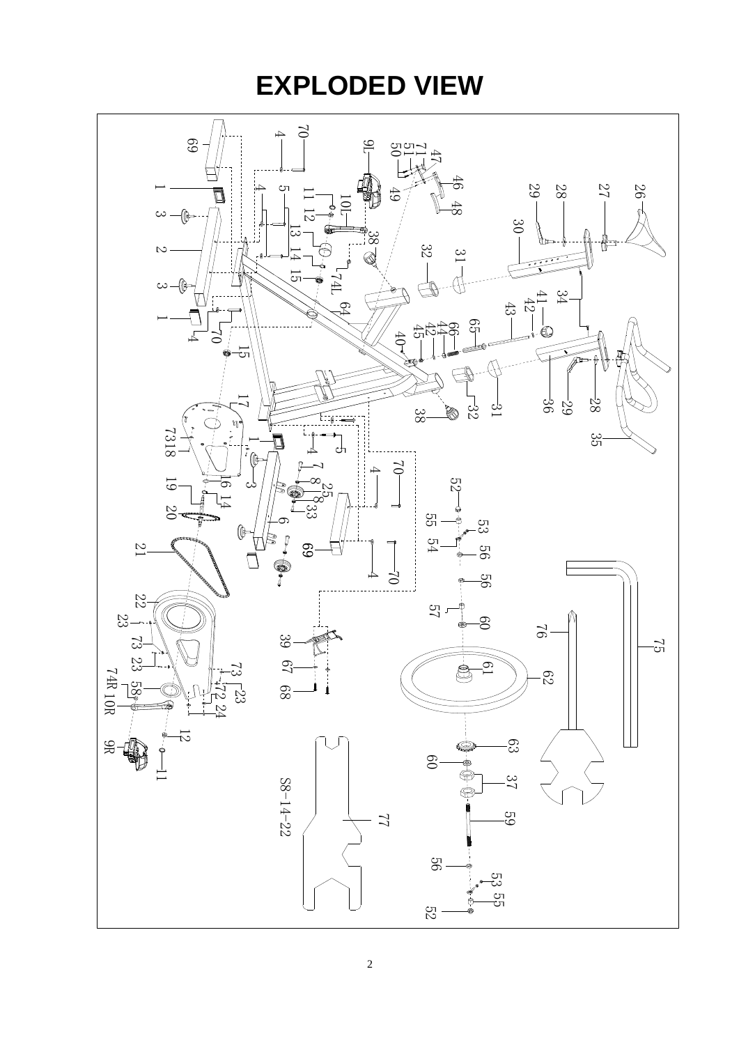# EXPLODED VIEW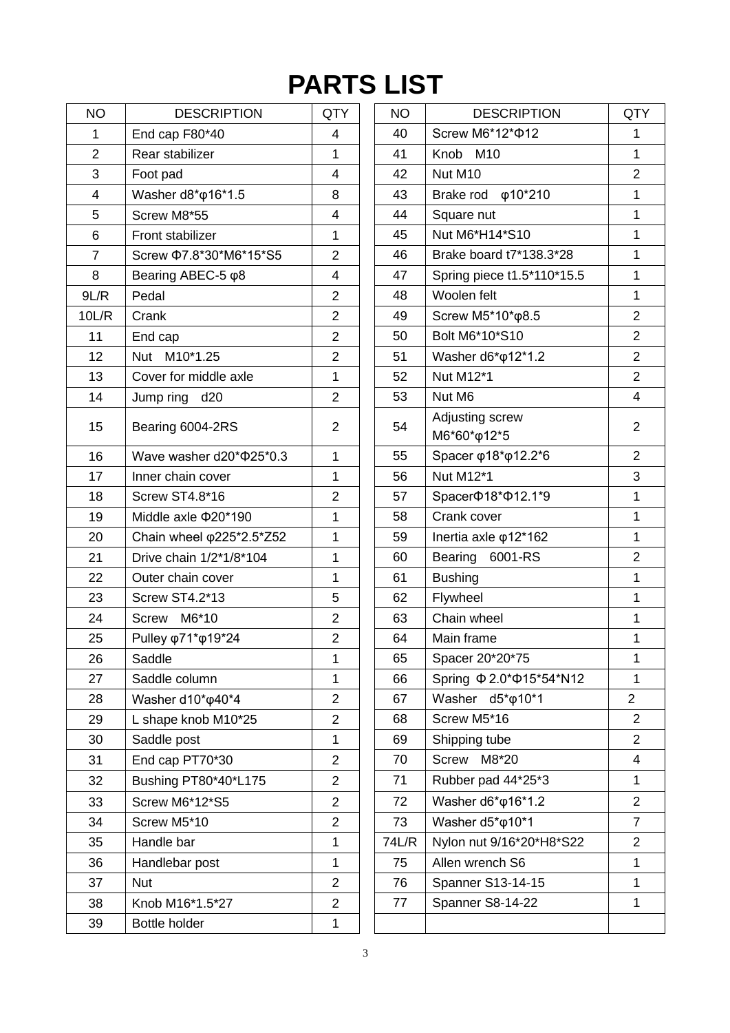# PARTS LIST

| NO | DESCRIPTION | QTY | NO | DESCRIPTION | QTY |
|---|---|---|---|---|---|
| 1 | End cap F80*40 | 4 | 40 | Screw M6*12*Φ12 | 1 |
| 2 | Rear stabilizer | 1 | 41 | Knob M10 | 1 |
| 3 | Foot pad | 4 | 42 | Nut M10 | 2 |
| 4 | Washer d8*φ16*1.5 | 8 | 43 | Brake rod φ10*210 | 1 |
| 5 | Screw M8*55 | 4 | 44 | Square nut | 1 |
| 6 | Front stabilizer | 1 | 45 | Nut M6*H14*S10 | 1 |
| 7 | Screw Φ7.8*30*M6*15*S5 | 2 | 46 | Brake board t7*138.3*28 | 1 |
| 8 | Bearing ABEC-5 φ8 | 4 | 47 | Spring piece t1.5*110*15.5 | 1 |
| 9L/R | Pedal | 2 | 48 | Woolen felt | 1 |
| 10L/R | Crank | 2 | 49 | Screw M5*10*φ8.5 | 2 |
| 11 | End cap | 2 | 50 | Bolt M6*10*S10 | 2 |
| 12 | Nut M10*1.25 | 2 | 51 | Washer d6*φ12*1.2 | 2 |
| 13 | Cover for middle axle | 1 | 52 | Nut M12*1 | 2 |
| 14 | Jump ring d20 | 2 | 53 | Nut M6 | 4 |
| 15 | Bearing 6004-2RS | 2 | 54 | Adjusting screw M6*60*φ12*5 | 2 |
| 16 | Wave washer d20*Φ25*0.3 | 1 | 55 | Spacer φ18*φ12.2*6 | 2 |
| 17 | Inner chain cover | 1 | 56 | Nut M12*1 | 3 |
| 18 | Screw ST4.8*16 | 2 | 57 | SpacerΦ18*Φ12.1*9 | 1 |
| 19 | Middle axle Φ20*190 | 1 | 58 | Crank cover | 1 |
| 20 | Chain wheel φ225*2.5*Z52 | 1 | 59 | Inertia axle φ12*162 | 1 |
| 21 | Drive chain 1/2*1/8*104 | 1 | 60 | Bearing 6001-RS | 2 |
| 22 | Outer chain cover | 1 | 61 | Bushing | 1 |
| 23 | Screw ST4.2*13 | 5 | 62 | Flywheel | 1 |
| 24 | Screw M6*10 | 2 | 63 | Chain wheel | 1 |
| 25 | Pulley φ71*φ19*24 | 2 | 64 | Main frame | 1 |
| 26 | Saddle | 1 | 65 | Spacer 20*20*75 | 1 |
| 27 | Saddle column | 1 | 66 | Spring Φ2.0*Φ15*54*N12 | 1 |
| 28 | Washer d10*φ40*4 | 2 | 67 | Washer d5*φ10*1 | 2 |
| 29 | L shape knob M10*25 | 2 | 68 | Screw M5*16 | 2 |
| 30 | Saddle post | 1 | 69 | Shipping tube | 2 |
| 31 | End cap PT70*30 | 2 | 70 | Screw M8*20 | 4 |
| 32 | Bushing PT80*40*L175 | 2 | 71 | Rubber pad 44*25*3 | 1 |
| 33 | Screw M6*12*S5 | 2 | 72 | Washer d6*φ16*1.2 | 2 |
| 34 | Screw M5*10 | 2 | 73 | Washer d5*φ10*1 | 7 |
| 35 | Handle bar | 1 | 74L/R | Nylon nut 9/16*20*H8*S22 | 2 |
| 36 | Handlebar post | 1 | 75 | Allen wrench S6 | 1 |
| 37 | Nut | 2 | 76 | Spanner S13-14-15 | 1 |
| 38 | Knob M16*1.5*27 | 2 | 77 | Spanner S8-14-22 | 1 |
| 39 | Bottle holder | 1 | | | |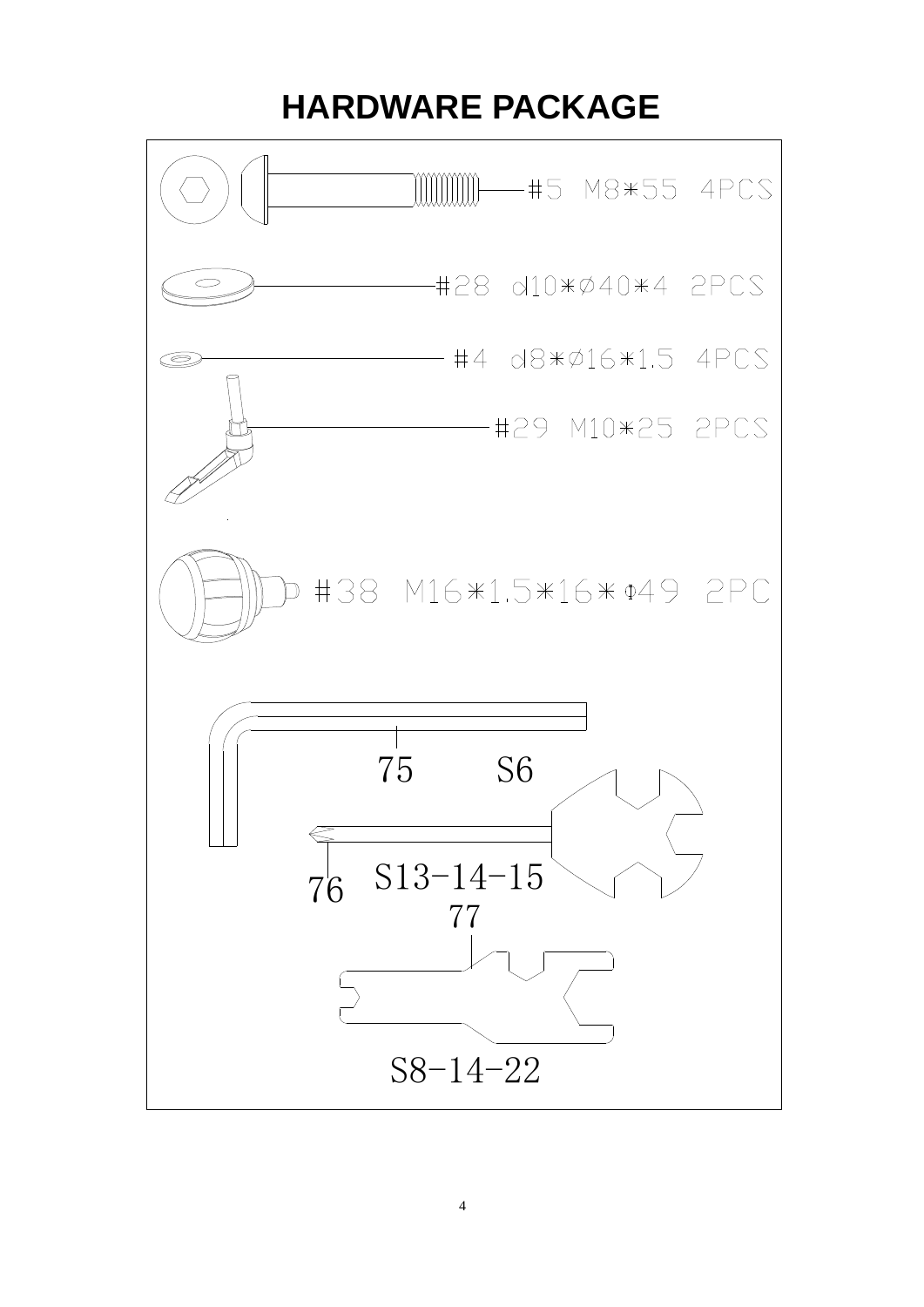# HARDWARE PACKAGE

#5 M8*55 4PCS

#28 d10*Ø40*4 2PCS

#4 d8*Ø16*1.5 4PCS

#29 M10*25 2PCS

#38 M16*1.5*16*Φ49 2PC

75 S6

76 S13-14-15

77

S8-14-22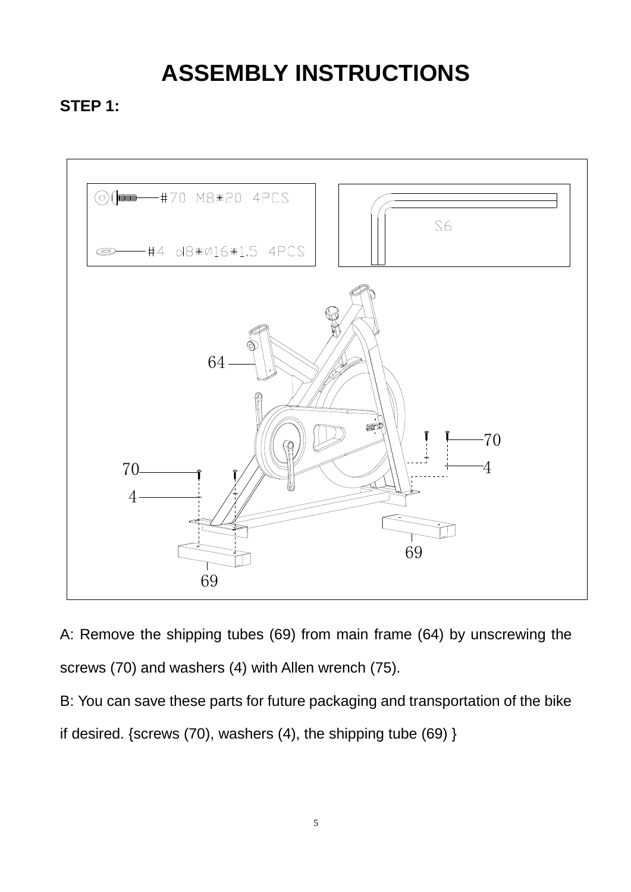# ASSEMBLY INSTRUCTIONS

**STEP 1:**

A: Remove the shipping tubes (69) from main frame (64) by unscrewing the screws (70) and washers (4) with Allen wrench (75).

B: You can save these parts for future packaging and transportation of the bike if desired. {screws (70), washers (4), the shipping tube (69) }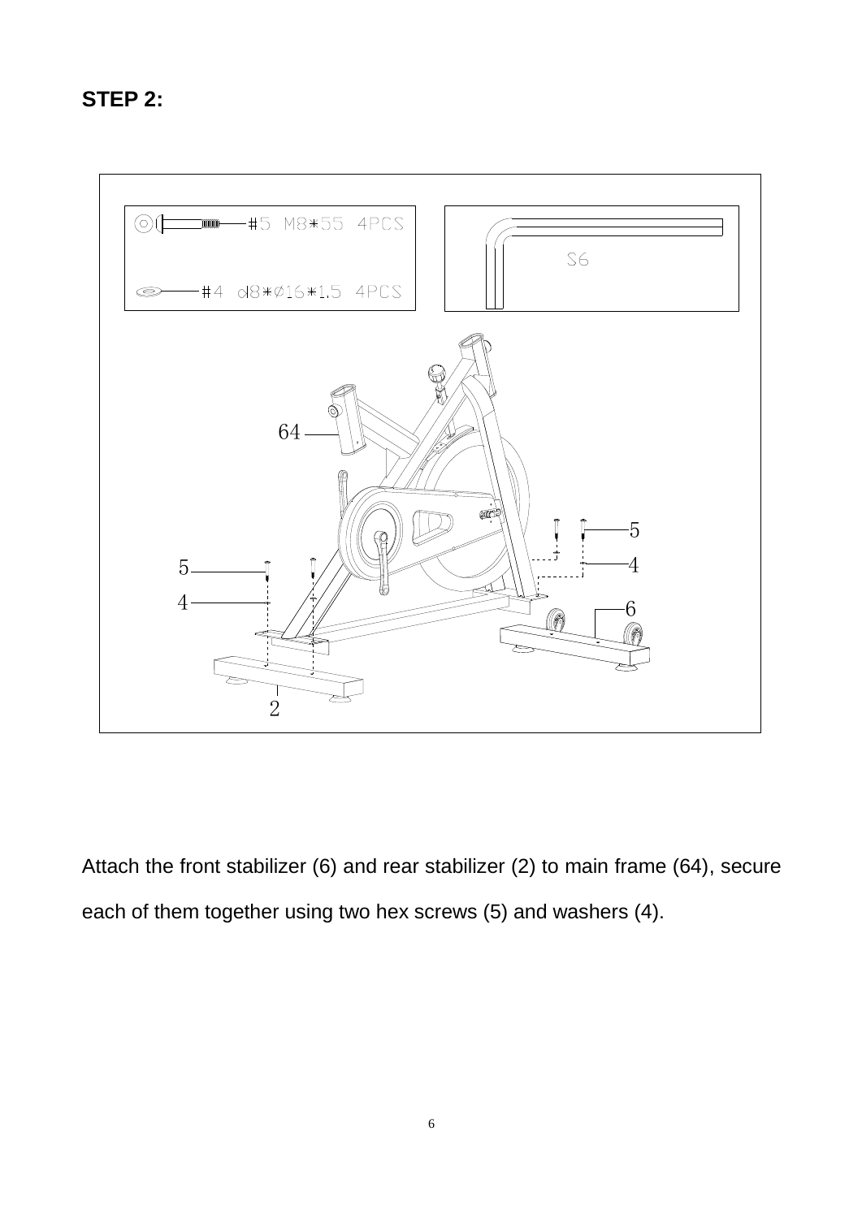**STEP 2:**

Attach the front stabilizer (6) and rear stabilizer (2) to main frame (64), secure each of them together using two hex screws (5) and washers (4).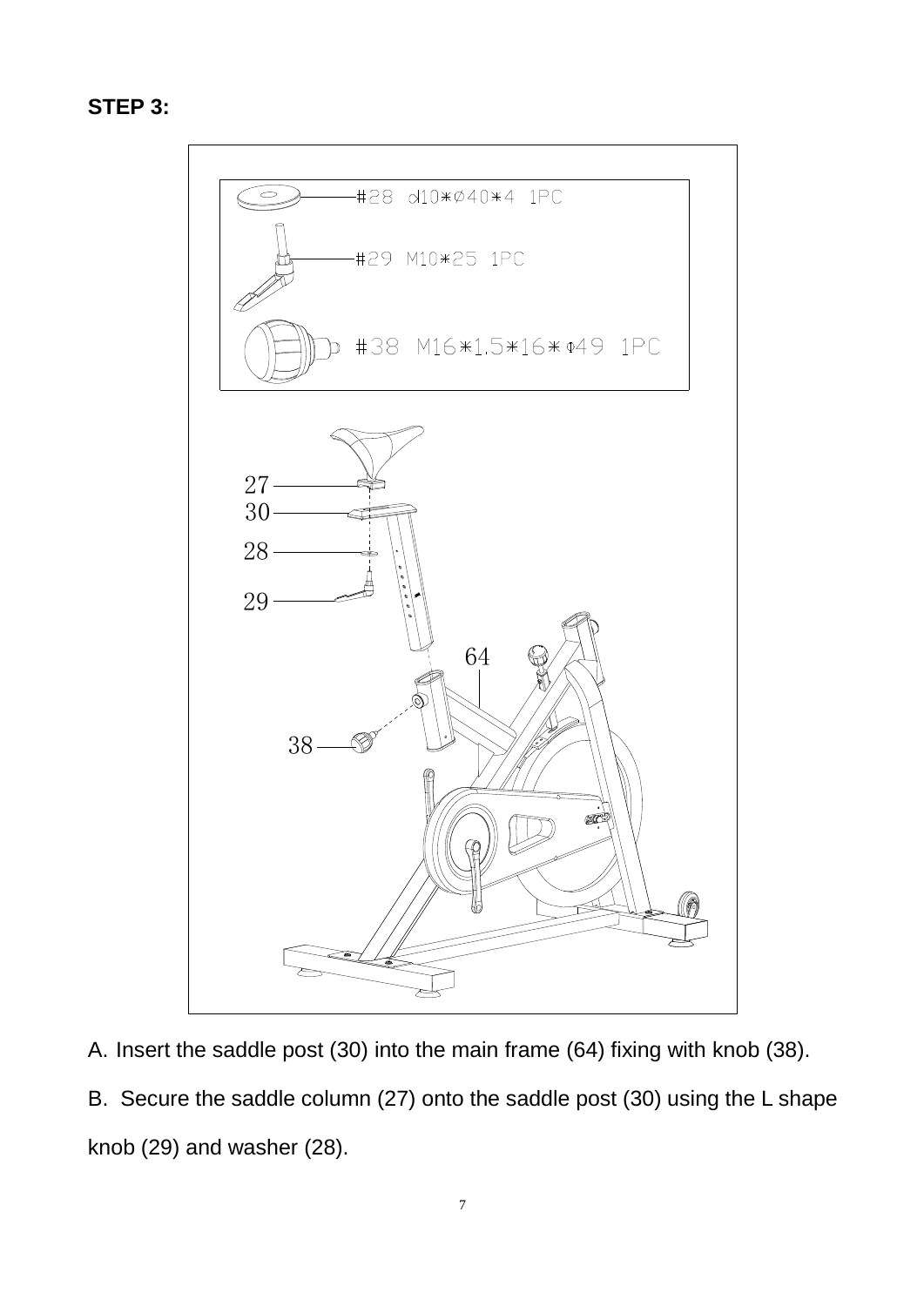**STEP 3:**

A. Insert the saddle post (30) into the main frame (64) fixing with knob (38).

B. Secure the saddle column (27) onto the saddle post (30) using the L shape knob (29) and washer (28).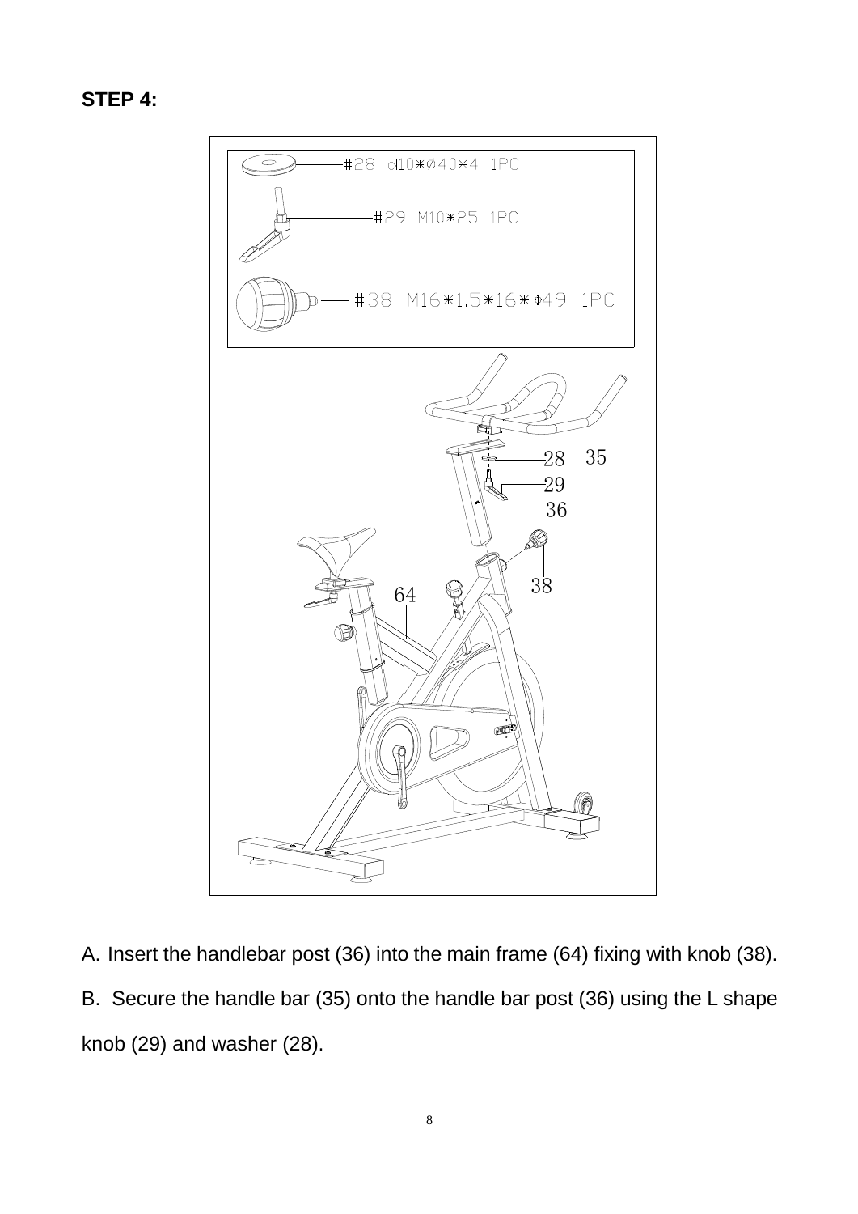**STEP 4:**

#28 d10*Ø40*4 1PC

#29 M10*25 1PC

#38 M16*1.5*16*Φ49 1PC

A. Insert the handlebar post (36) into the main frame (64) fixing with knob (38).

B. Secure the handle bar (35) onto the handle bar post (36) using the L shape knob (29) and washer (28).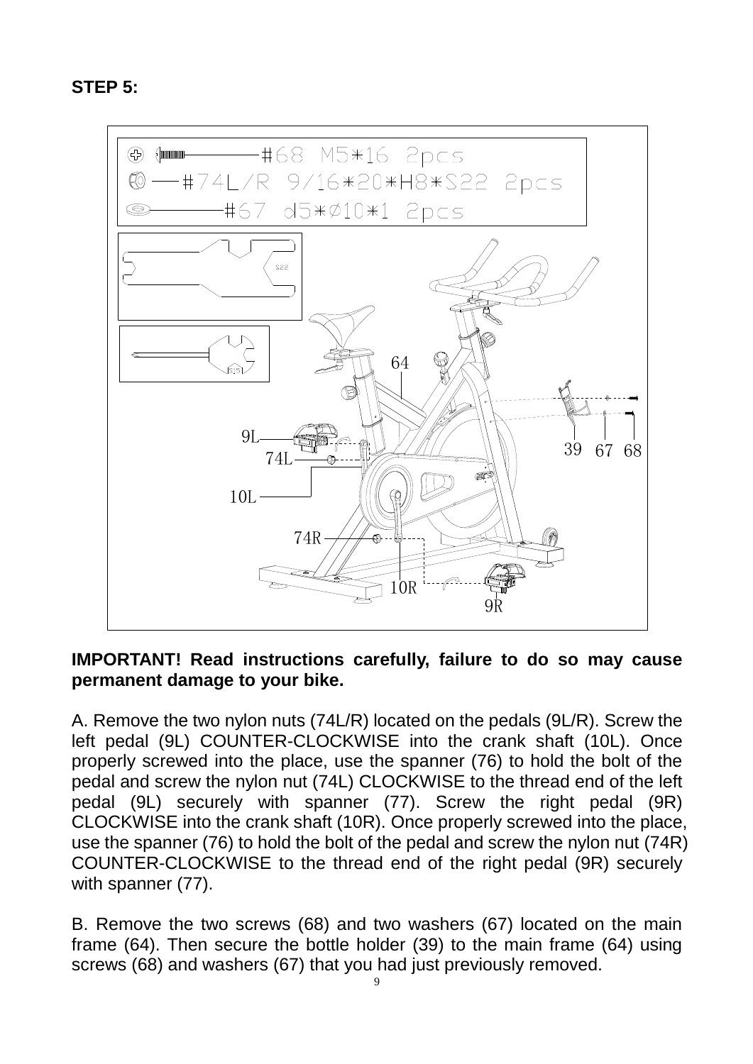## STEP 5:

**IMPORTANT! Read instructions carefully, failure to do so may cause permanent damage to your bike.**

A. Remove the two nylon nuts (74L/R) located on the pedals (9L/R). Screw the left pedal (9L) COUNTER-CLOCKWISE into the crank shaft (10L). Once properly screwed into the place, use the spanner (76) to hold the bolt of the pedal and screw the nylon nut (74L) CLOCKWISE to the thread end of the left pedal (9L) securely with spanner (77). Screw the right pedal (9R) CLOCKWISE into the crank shaft (10R). Once properly screwed into the place, use the spanner (76) to hold the bolt of the pedal and screw the nylon nut (74R) COUNTER-CLOCKWISE to the thread end of the right pedal (9R) securely with spanner (77).

B. Remove the two screws (68) and two washers (67) located on the main frame (64). Then secure the bottle holder (39) to the main frame (64) using screws (68) and washers (67) that you had just previously removed.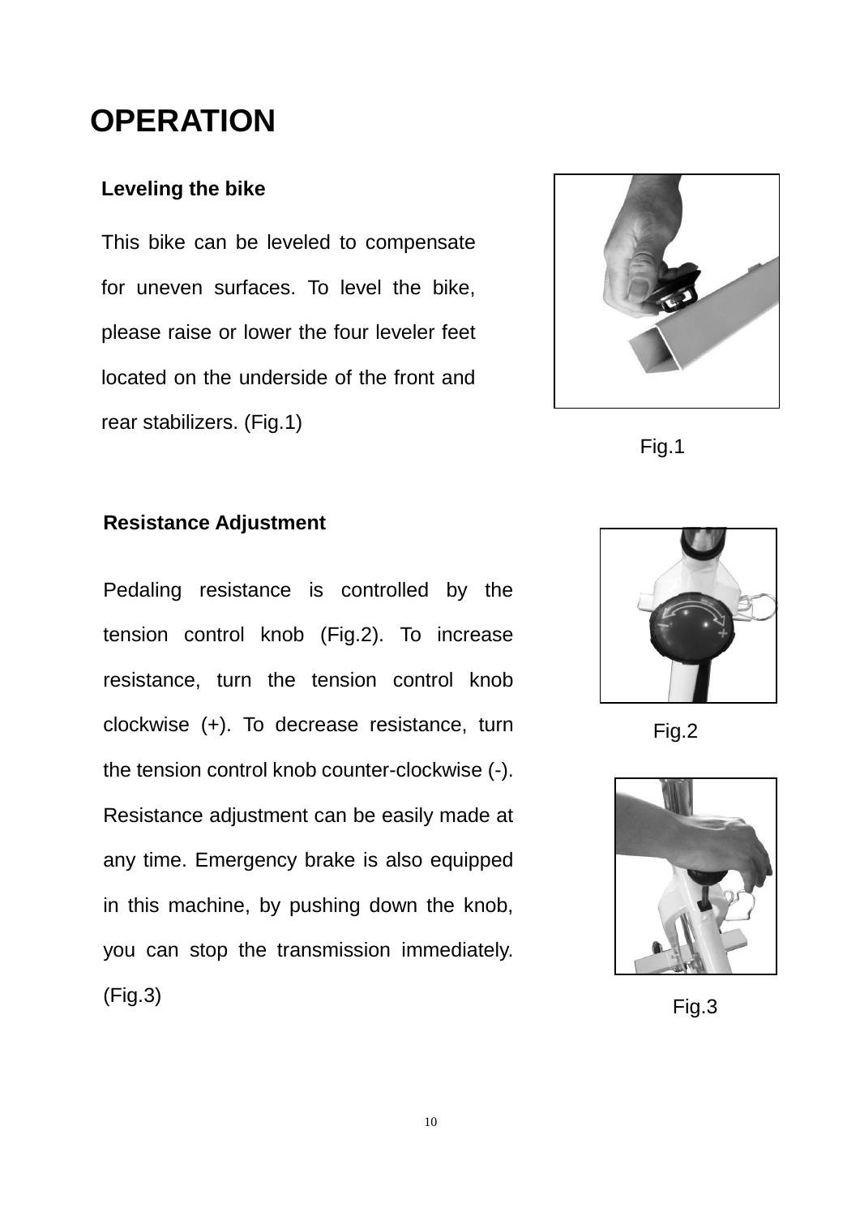# OPERATION

## Leveling the bike

This bike can be leveled to compensate for uneven surfaces. To level the bike, please raise or lower the four leveler feet located on the underside of the front and rear stabilizers. (Fig.1)

Fig.1

## Resistance Adjustment

Pedaling resistance is controlled by the tension control knob (Fig.2). To increase resistance, turn the tension control knob clockwise (+). To decrease resistance, turn the tension control knob counter-clockwise (-). Resistance adjustment can be easily made at any time. Emergency brake is also equipped in this machine, by pushing down the knob, you can stop the transmission immediately. (Fig.3)

Fig.2

Fig.3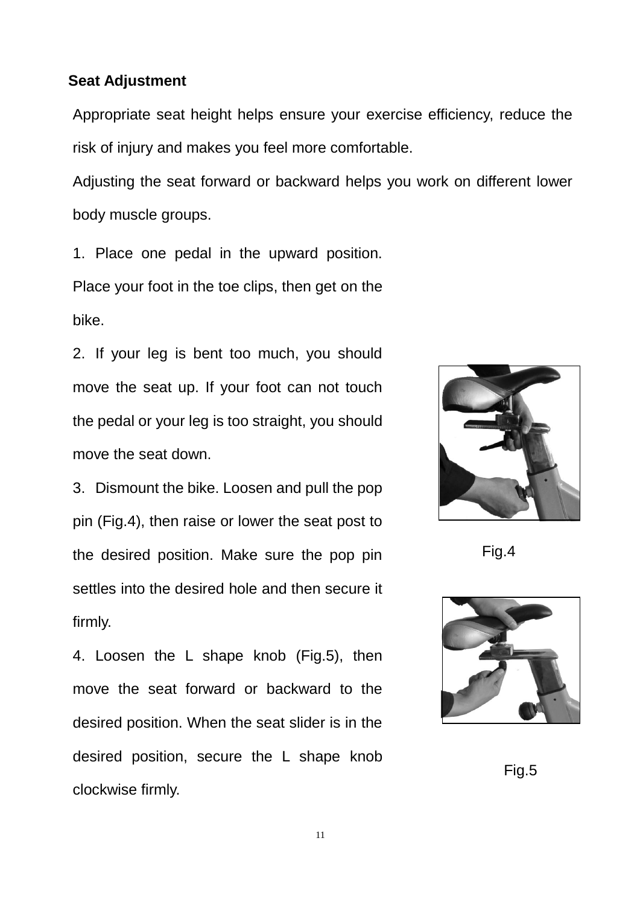## Seat Adjustment

Appropriate seat height helps ensure your exercise efficiency, reduce the risk of injury and makes you feel more comfortable.

Adjusting the seat forward or backward helps you work on different lower body muscle groups.

1. Place one pedal in the upward position. Place your foot in the toe clips, then get on the bike.
2. If your leg is bent too much, you should move the seat up. If your foot can not touch the pedal or your leg is too straight, you should move the seat down.
3. Dismount the bike. Loosen and pull the pop pin (Fig.4), then raise or lower the seat post to the desired position. Make sure the pop pin settles into the desired hole and then secure it firmly.
4. Loosen the L shape knob (Fig.5), then move the seat forward or backward to the desired position. When the seat slider is in the desired position, secure the L shape knob clockwise firmly.

Fig.4

Fig.5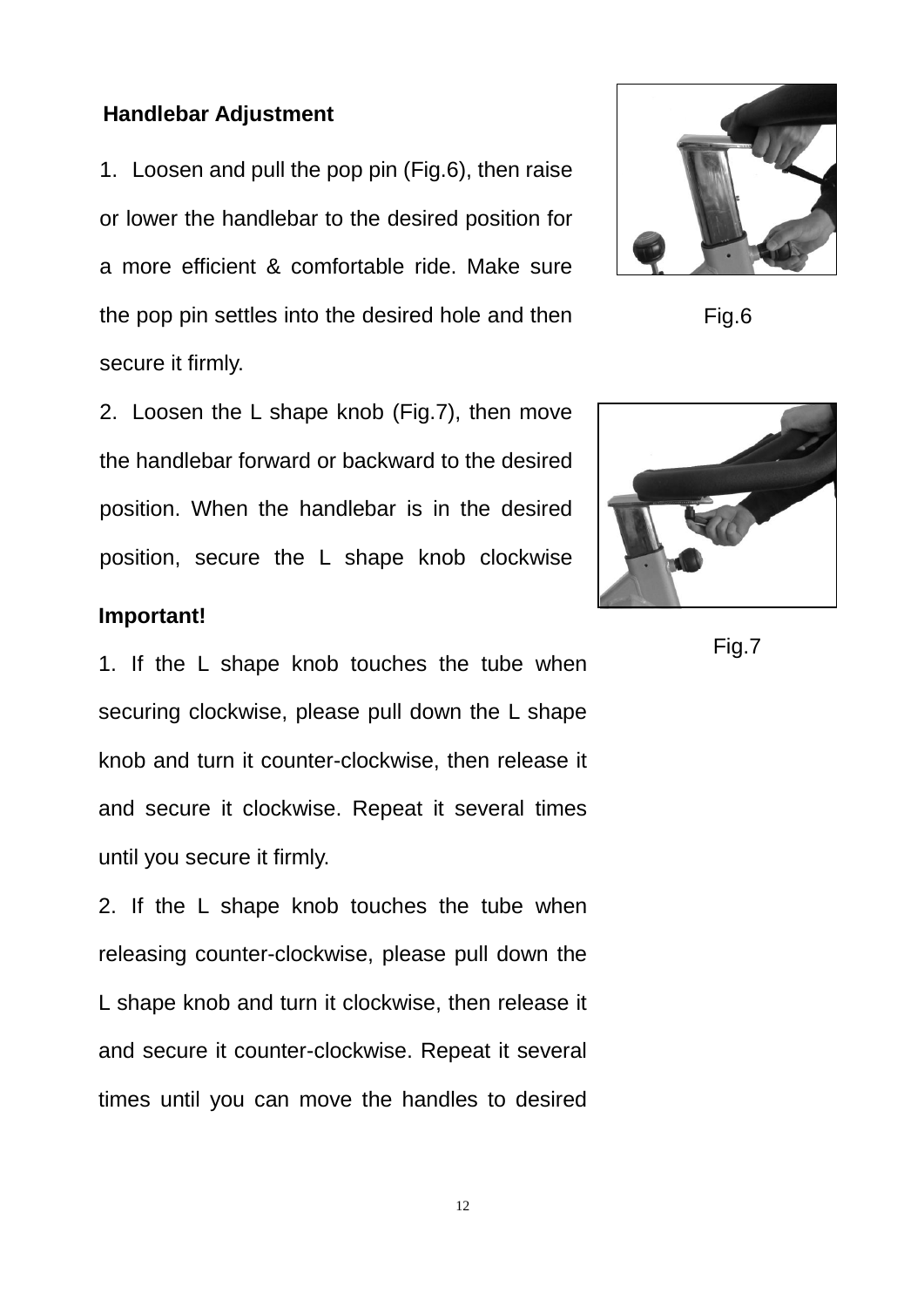### Handlebar Adjustment

1. Loosen and pull the pop pin (Fig.6), then raise or lower the handlebar to the desired position for a more efficient & comfortable ride. Make sure the pop pin settles into the desired hole and then secure it firmly.

2. Loosen the L shape knob (Fig.7), then move the handlebar forward or backward to the desired position. When the handlebar is in the desired position, secure the L shape knob clockwise

Fig.6

Fig.7

**Important!**

1. If the L shape knob touches the tube when securing clockwise, please pull down the L shape knob and turn it counter-clockwise, then release it and secure it clockwise. Repeat it several times until you secure it firmly.

2. If the L shape knob touches the tube when releasing counter-clockwise, please pull down the L shape knob and turn it clockwise, then release it and secure it counter-clockwise. Repeat it several times until you can move the handles to desired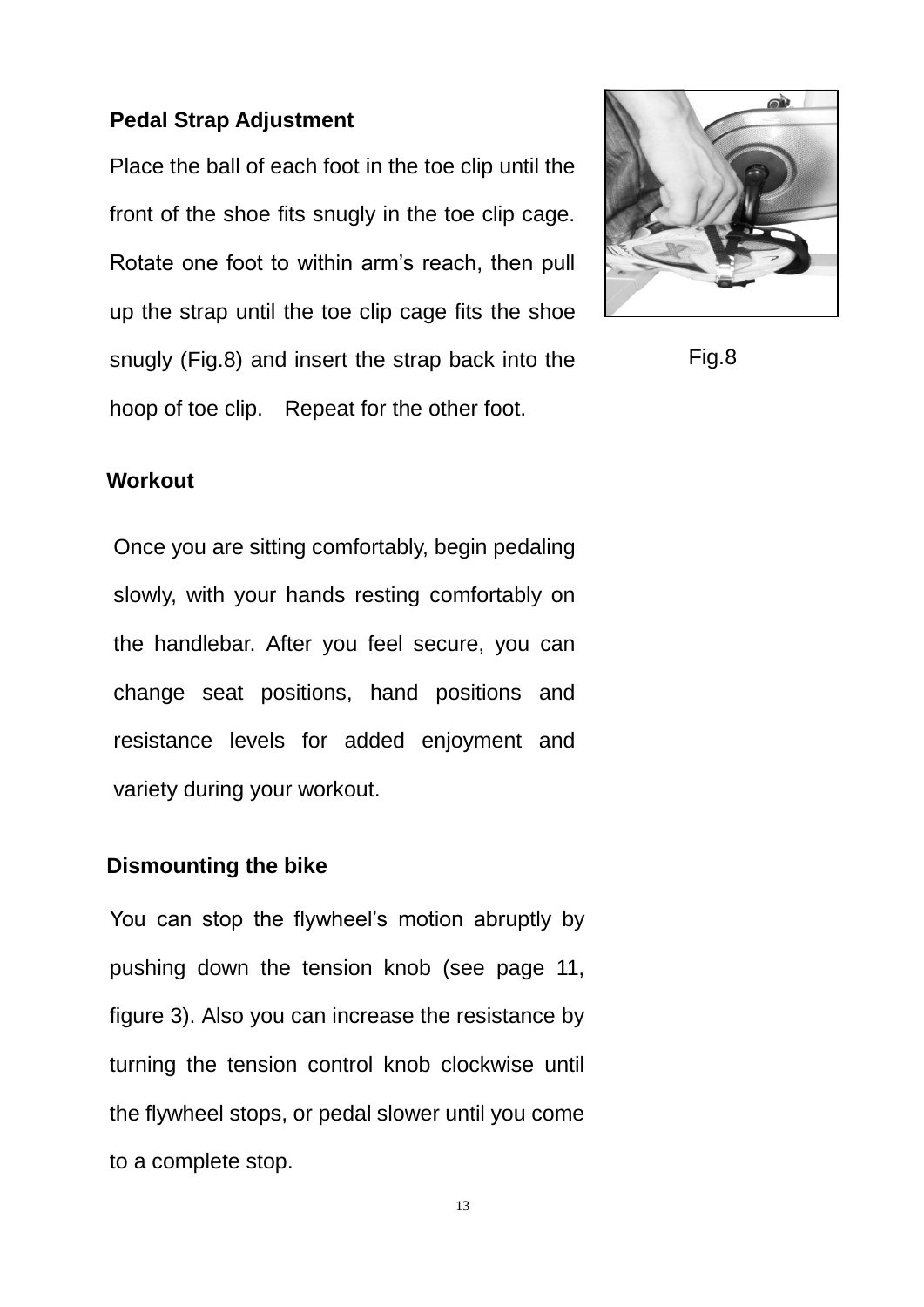**Pedal Strap Adjustment**

Place the ball of each foot in the toe clip until the front of the shoe fits snugly in the toe clip cage. Rotate one foot to within arm's reach, then pull up the strap until the toe clip cage fits the shoe snugly (Fig.8) and insert the strap back into the hoop of toe clip. Repeat for the other foot.

Fig.8

**Workout**

Once you are sitting comfortably, begin pedaling slowly, with your hands resting comfortably on the handlebar. After you feel secure, you can change seat positions, hand positions and resistance levels for added enjoyment and variety during your workout.

**Dismounting the bike**

You can stop the flywheel's motion abruptly by pushing down the tension knob (see page 11, figure 3). Also you can increase the resistance by turning the tension control knob clockwise until the flywheel stops, or pedal slower until you come to a complete stop.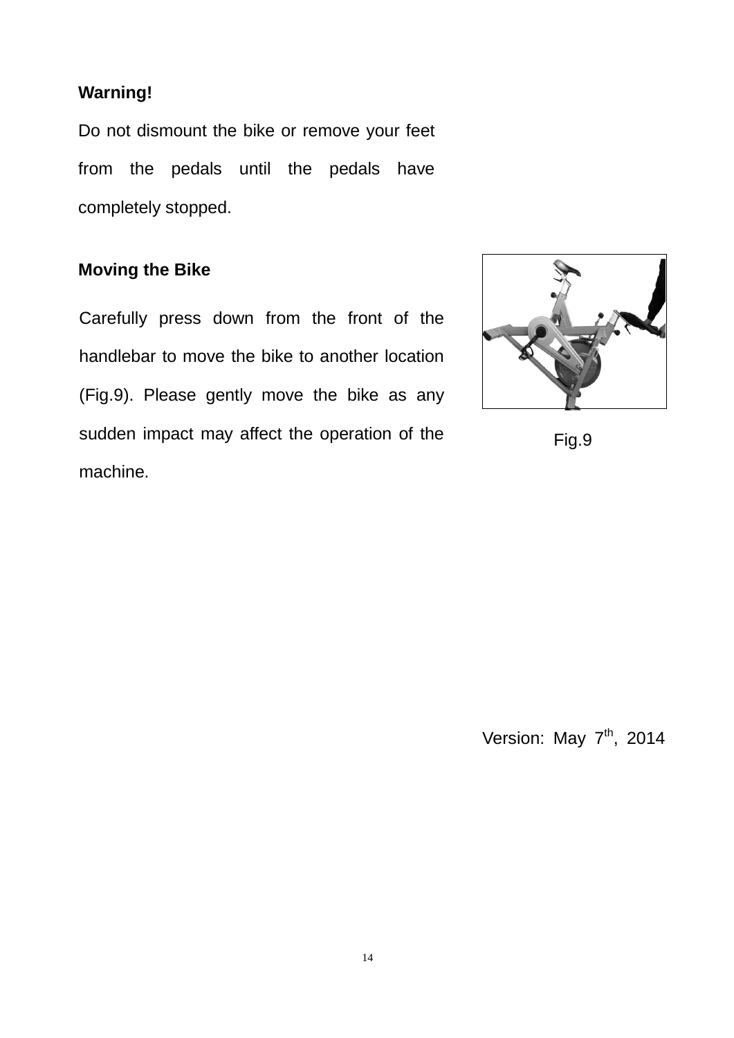**Warning!**

Do not dismount the bike or remove your feet from the pedals until the pedals have completely stopped.

**Moving the Bike**

Carefully press down from the front of the handlebar to move the bike to another location (Fig.9). Please gently move the bike as any sudden impact may affect the operation of the machine.

Fig.9

Version: May 7th, 2014